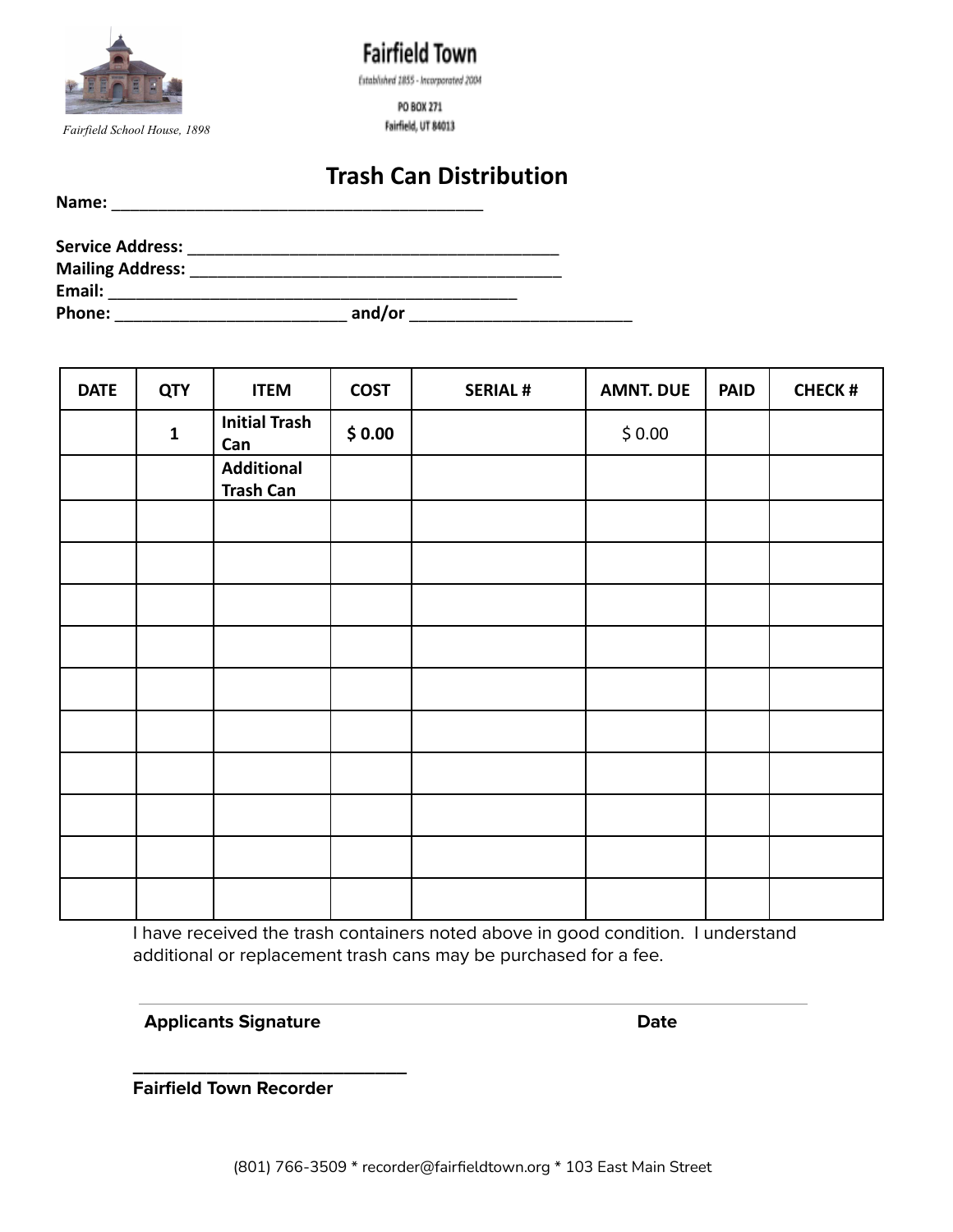Fairfield School House, 1898

**Fairfield Town**

Established 1855 - Incorporated 2004

PO BOX 271
Fairfield, UT 84013

# Trash Can Distribution

**Name:** ________________________________________

**Service Address:** ________________________________________
**Mailing Address:** ________________________________________
**Email:** ________________________________________
**Phone:** ________________________ **and/or** ________________________

| DATE | QTY | ITEM | COST | SERIAL # | AMNT. DUE | PAID | CHECK # |
|---|---|---|---|---|---|---|---|
| | **1** | **Initial Trash Can** | **$ 0.00** | | $ 0.00 | | |
| | | **Additional Trash Can** | | | | | |
| | | | | | | | |
| | | | | | | | |
| | | | | | | | |
| | | | | | | | |
| | | | | | | | |
| | | | | | | | |
| | | | | | | | |
| | | | | | | | |
| | | | | | | | |
| | | | | | | | |

I have received the trash containers noted above in good condition. I understand additional or replacement trash cans may be purchased for a fee.

________________________________________

**Applicants Signature** **Date**

________________________________________
**Fairfield Town Recorder**

(801) 766-3509 * recorder@fairfieldtown.org * 103 East Main Street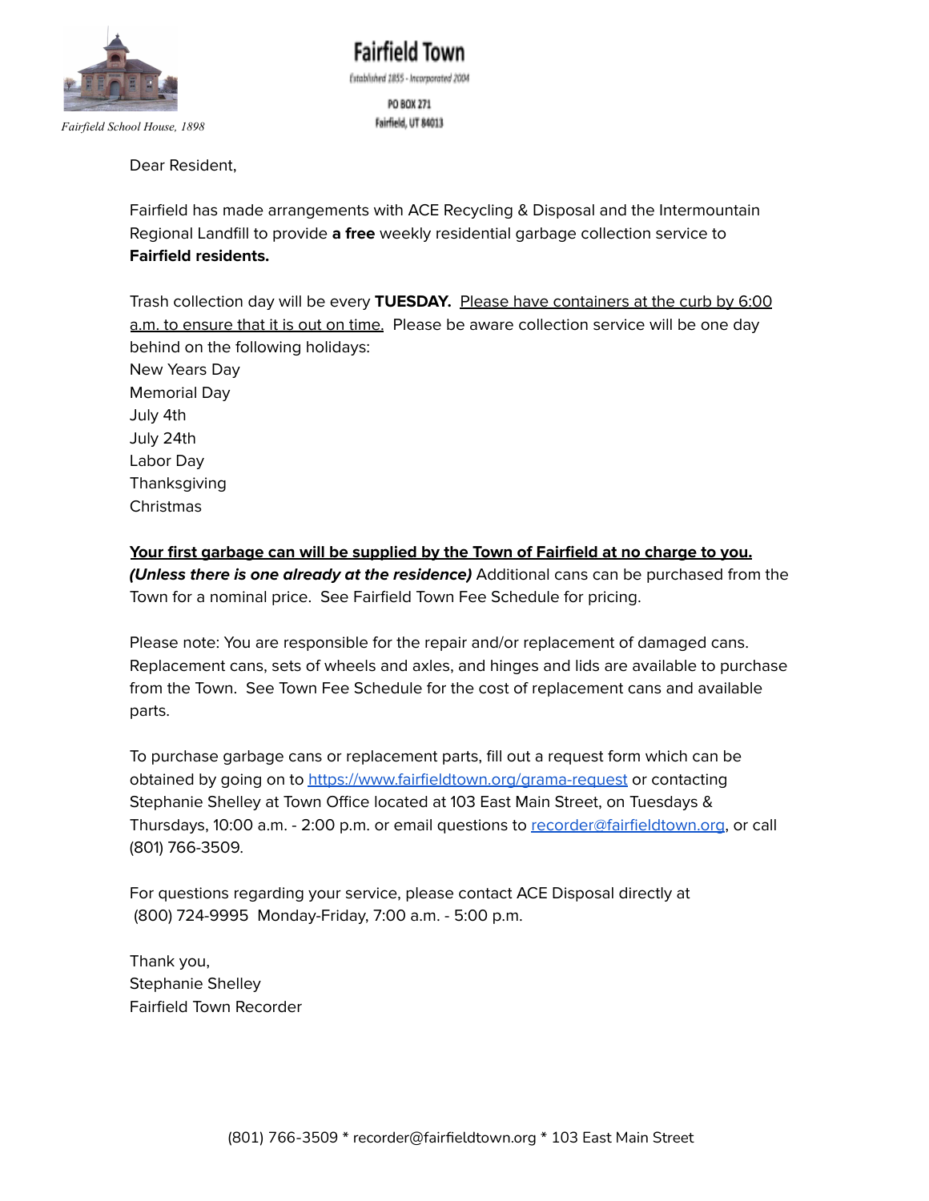Fairfield School House, 1898

# Fairfield Town

Established 1855 - Incorporated 2004

PO BOX 271
Fairfield, UT 84013

Dear Resident,

Fairfield has made arrangements with ACE Recycling & Disposal and the Intermountain Regional Landfill to provide **a free** weekly residential garbage collection service to **Fairfield residents.**

Trash collection day will be every **TUESDAY.** <u>Please have containers at the curb by 6:00 a.m. to ensure that it is out on time.</u> Please be aware collection service will be one day behind on the following holidays:

New Years Day
Memorial Day
July 4th
July 24th
Labor Day
Thanksgiving
Christmas

**<u>Your first garbage can will be supplied by the Town of Fairfield at no charge to you.</u>** ***(Unless there is one already at the residence)*** Additional cans can be purchased from the Town for a nominal price. See Fairfield Town Fee Schedule for pricing.

Please note: You are responsible for the repair and/or replacement of damaged cans. Replacement cans, sets of wheels and axles, and hinges and lids are available to purchase from the Town. See Town Fee Schedule for the cost of replacement cans and available parts.

To purchase garbage cans or replacement parts, fill out a request form which can be obtained by going on to https://www.fairfieldtown.org/grama-request or contacting Stephanie Shelley at Town Office located at 103 East Main Street, on Tuesdays & Thursdays, 10:00 a.m. - 2:00 p.m. or email questions to recorder@fairfieldtown.org, or call (801) 766-3509.

For questions regarding your service, please contact ACE Disposal directly at (800) 724-9995 Monday-Friday, 7:00 a.m. - 5:00 p.m.

Thank you,
Stephanie Shelley
Fairfield Town Recorder

(801) 766-3509 * recorder@fairfieldtown.org * 103 East Main Street